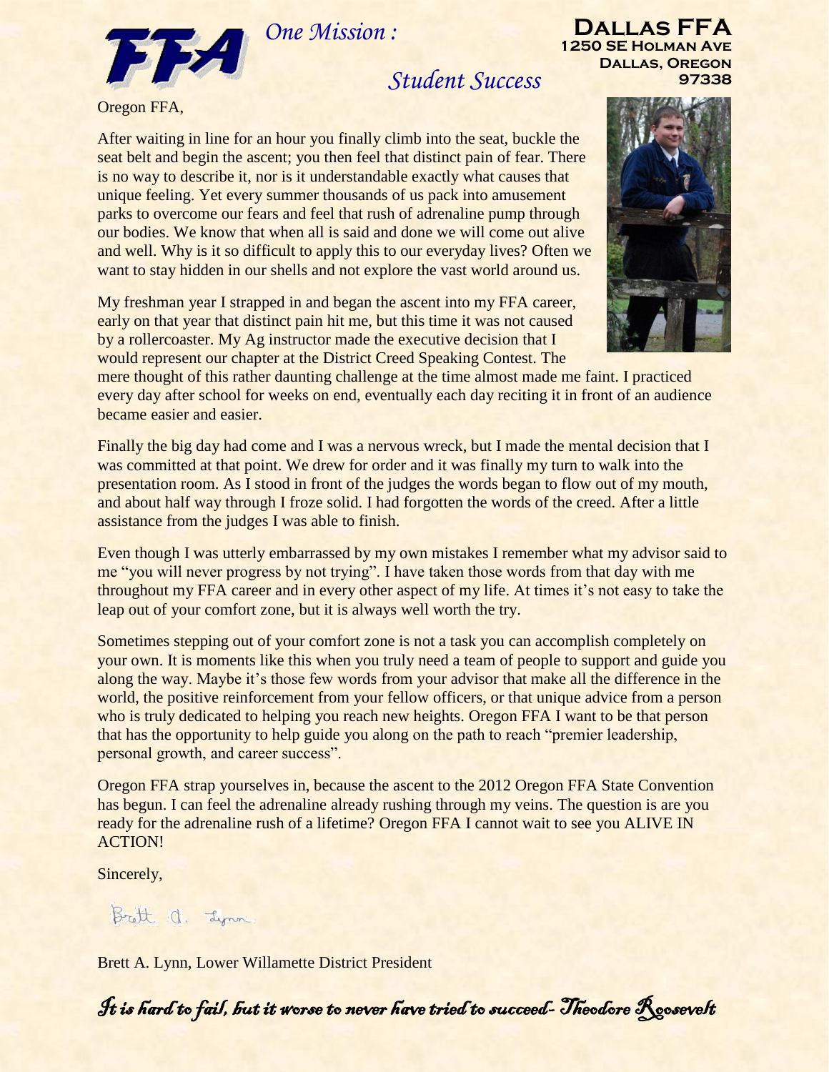FFA

*One Mission : Student Success*

**Dallas FFA**
**1250 SE Holman Ave**
**Dallas, Oregon**
**97338**

Oregon FFA,

After waiting in line for an hour you finally climb into the seat, buckle the seat belt and begin the ascent; you then feel that distinct pain of fear. There is no way to describe it, nor is it understandable exactly what causes that unique feeling. Yet every summer thousands of us pack into amusement parks to overcome our fears and feel that rush of adrenaline pump through our bodies. We know that when all is said and done we will come out alive and well. Why is it so difficult to apply this to our everyday lives? Often we want to stay hidden in our shells and not explore the vast world around us.

My freshman year I strapped in and began the ascent into my FFA career, early on that year that distinct pain hit me, but this time it was not caused by a rollercoaster. My Ag instructor made the executive decision that I would represent our chapter at the District Creed Speaking Contest. The mere thought of this rather daunting challenge at the time almost made me faint. I practiced every day after school for weeks on end, eventually each day reciting it in front of an audience became easier and easier.

Finally the big day had come and I was a nervous wreck, but I made the mental decision that I was committed at that point. We drew for order and it was finally my turn to walk into the presentation room. As I stood in front of the judges the words began to flow out of my mouth, and about half way through I froze solid. I had forgotten the words of the creed. After a little assistance from the judges I was able to finish.

Even though I was utterly embarrassed by my own mistakes I remember what my advisor said to me "you will never progress by not trying". I have taken those words from that day with me throughout my FFA career and in every other aspect of my life. At times it's not easy to take the leap out of your comfort zone, but it is always well worth the try.

Sometimes stepping out of your comfort zone is not a task you can accomplish completely on your own. It is moments like this when you truly need a team of people to support and guide you along the way. Maybe it's those few words from your advisor that make all the difference in the world, the positive reinforcement from your fellow officers, or that unique advice from a person who is truly dedicated to helping you reach new heights. Oregon FFA I want to be that person that has the opportunity to help guide you along on the path to reach "premier leadership, personal growth, and career success".

Oregon FFA strap yourselves in, because the ascent to the 2012 Oregon FFA State Convention has begun. I can feel the adrenaline already rushing through my veins. The question is are you ready for the adrenaline rush of a lifetime? Oregon FFA I cannot wait to see you ALIVE IN ACTION!

Sincerely,

Brett A. Lynn

Brett A. Lynn, Lower Willamette District President

*It is hard to fail, but it worse to never have tried to succeed- Theodore Roosevelt*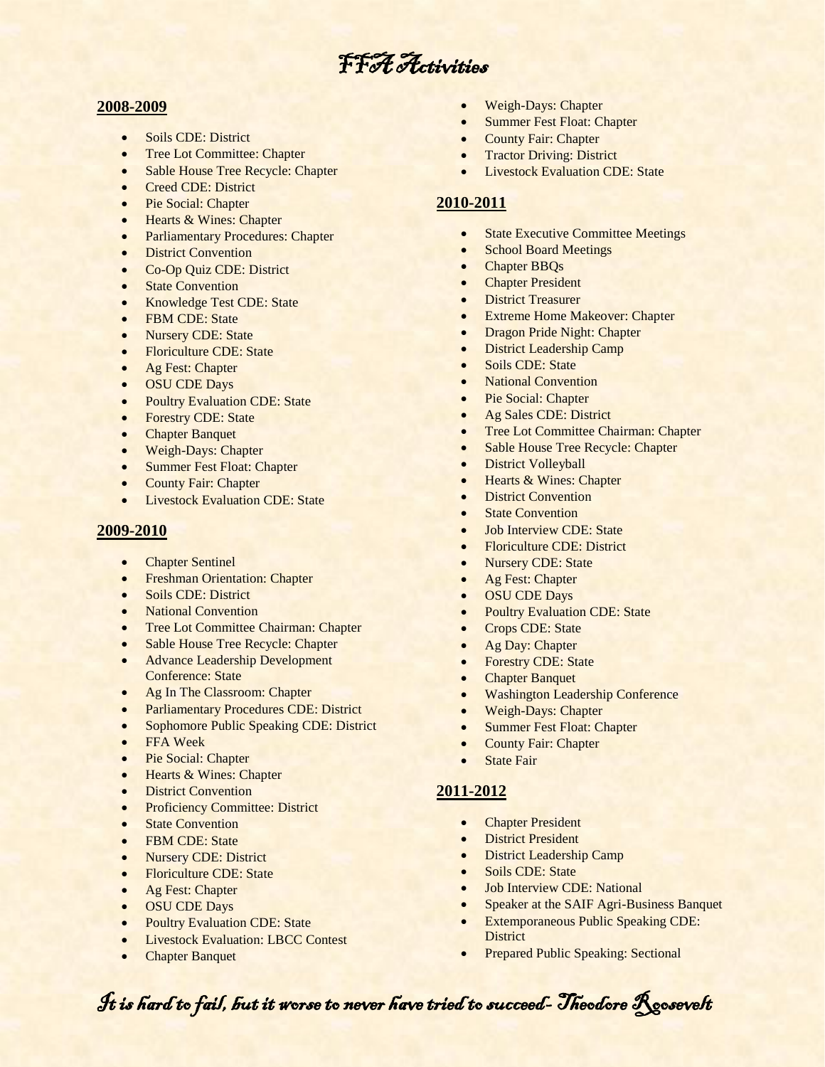# FFA Activities

## 2008-2009

- Soils CDE: District
- Tree Lot Committee: Chapter
- Sable House Tree Recycle: Chapter
- Creed CDE: District
- Pie Social: Chapter
- Hearts & Wines: Chapter
- Parliamentary Procedures: Chapter
- District Convention
- Co-Op Quiz CDE: District
- State Convention
- Knowledge Test CDE: State
- FBM CDE: State
- Nursery CDE: State
- Floriculture CDE: State
- Ag Fest: Chapter
- OSU CDE Days
- Poultry Evaluation CDE: State
- Forestry CDE: State
- Chapter Banquet
- Weigh-Days: Chapter
- Summer Fest Float: Chapter
- County Fair: Chapter
- Livestock Evaluation CDE: State

## 2009-2010

- Chapter Sentinel
- Freshman Orientation: Chapter
- Soils CDE: District
- National Convention
- Tree Lot Committee Chairman: Chapter
- Sable House Tree Recycle: Chapter
- Advance Leadership Development Conference: State
- Ag In The Classroom: Chapter
- Parliamentary Procedures CDE: District
- Sophomore Public Speaking CDE: District
- FFA Week
- Pie Social: Chapter
- Hearts & Wines: Chapter
- District Convention
- Proficiency Committee: District
- State Convention
- FBM CDE: State
- Nursery CDE: District
- Floriculture CDE: State
- Ag Fest: Chapter
- OSU CDE Days
- Poultry Evaluation CDE: State
- Livestock Evaluation: LBCC Contest
- Chapter Banquet
- Weigh-Days: Chapter
- Summer Fest Float: Chapter
- County Fair: Chapter
- Tractor Driving: District
- Livestock Evaluation CDE: State

## 2010-2011

- State Executive Committee Meetings
- School Board Meetings
- Chapter BBQs
- Chapter President
- District Treasurer
- Extreme Home Makeover: Chapter
- Dragon Pride Night: Chapter
- District Leadership Camp
- Soils CDE: State
- National Convention
- Pie Social: Chapter
- Ag Sales CDE: District
- Tree Lot Committee Chairman: Chapter
- Sable House Tree Recycle: Chapter
- District Volleyball
- Hearts & Wines: Chapter
- District Convention
- State Convention
- Job Interview CDE: State
- Floriculture CDE: District
- Nursery CDE: State
- Ag Fest: Chapter
- OSU CDE Days
- Poultry Evaluation CDE: State
- Crops CDE: State
- Ag Day: Chapter
- Forestry CDE: State
- Chapter Banquet
- Washington Leadership Conference
- Weigh-Days: Chapter
- Summer Fest Float: Chapter
- County Fair: Chapter
- State Fair

## 2011-2012

- Chapter President
- District President
- District Leadership Camp
- Soils CDE: State
- Job Interview CDE: National
- Speaker at the SAIF Agri-Business Banquet
- Extemporaneous Public Speaking CDE: District
- Prepared Public Speaking: Sectional

*It is hard to fail, but it worse to never have tried to succeed- Theodore Roosevelt*